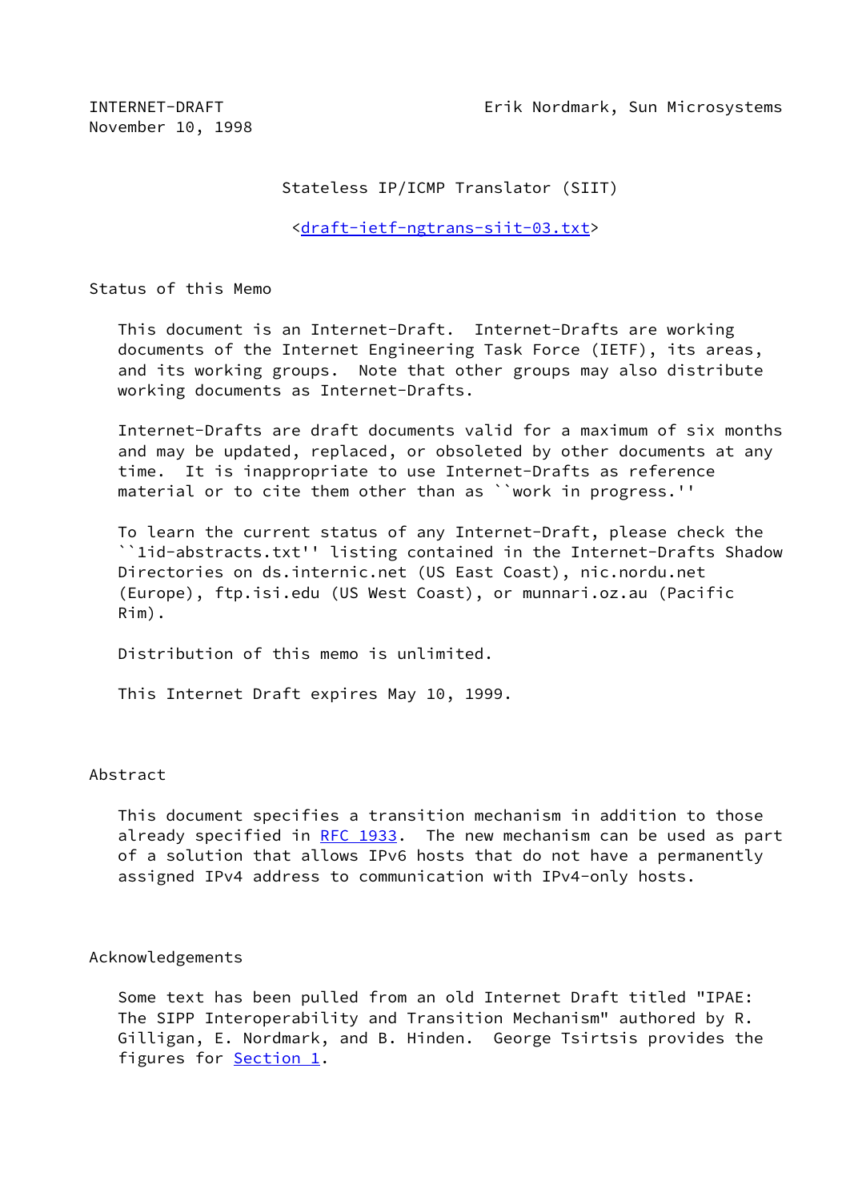INTERNET-DRAFT Erik Nordmark, Sun Microsystems
November 10, 1998

# Stateless IP/ICMP Translator (SIIT)

<draft-ietf-ngtrans-siit-03.txt>

## Status of this Memo

This document is an Internet-Draft. Internet-Drafts are working documents of the Internet Engineering Task Force (IETF), its areas, and its working groups. Note that other groups may also distribute working documents as Internet-Drafts.

Internet-Drafts are draft documents valid for a maximum of six months and may be updated, replaced, or obsoleted by other documents at any time. It is inappropriate to use Internet-Drafts as reference material or to cite them other than as ``work in progress.''

To learn the current status of any Internet-Draft, please check the ``1id-abstracts.txt'' listing contained in the Internet-Drafts Shadow Directories on ds.internic.net (US East Coast), nic.nordu.net (Europe), ftp.isi.edu (US West Coast), or munnari.oz.au (Pacific Rim).

Distribution of this memo is unlimited.

This Internet Draft expires May 10, 1999.

## Abstract

This document specifies a transition mechanism in addition to those already specified in RFC 1933. The new mechanism can be used as part of a solution that allows IPv6 hosts that do not have a permanently assigned IPv4 address to communication with IPv4-only hosts.

## Acknowledgements

Some text has been pulled from an old Internet Draft titled "IPAE: The SIPP Interoperability and Transition Mechanism" authored by R. Gilligan, E. Nordmark, and B. Hinden. George Tsirtsis provides the figures for Section 1.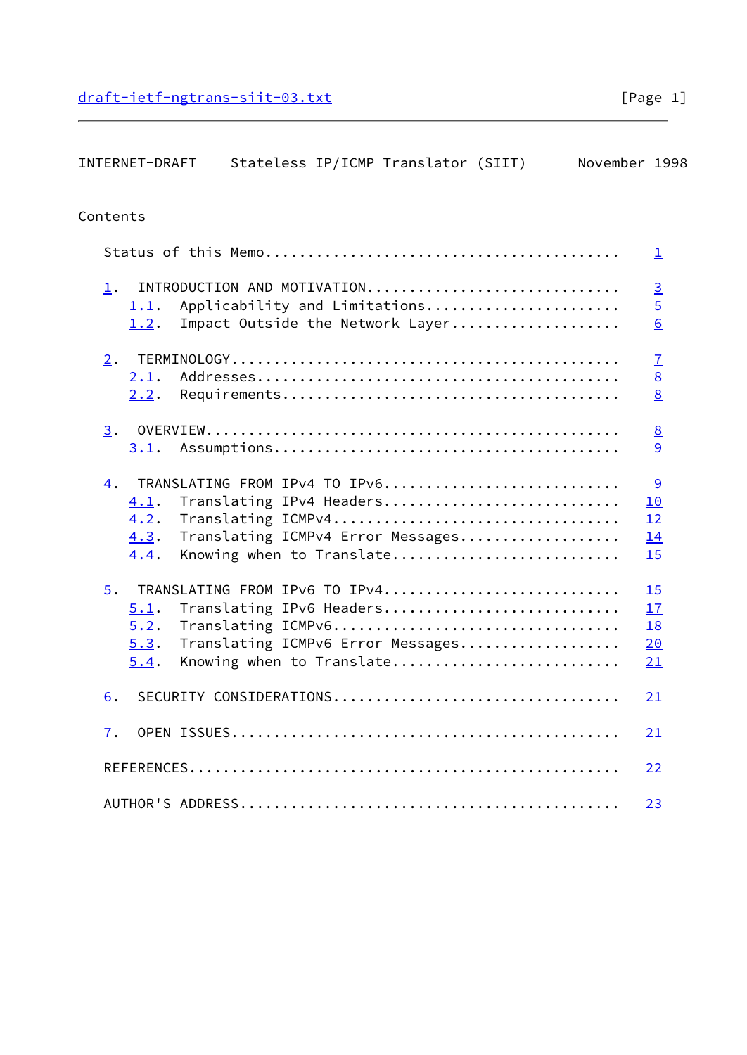## Contents

```
   Status of this Memo..........................................    1

   1.  INTRODUCTION AND MOTIVATION.............................    3
     1.1.  Applicability and Limitations.......................    5
     1.2.  Impact Outside the Network Layer....................    6

   2.  TERMINOLOGY.............................................    7
     2.1.  Addresses...........................................    8
     2.2.  Requirements........................................    8

   3.  OVERVIEW................................................    8
     3.1.  Assumptions.........................................    9

   4.  TRANSLATING FROM IPv4 TO IPv6...........................    9
     4.1.  Translating IPv4 Headers............................   10
     4.2.  Translating ICMPv4..................................   12
     4.3.  Translating ICMPv4 Error Messages...................   14
     4.4.  Knowing when to Translate...........................   15

   5.  TRANSLATING FROM IPv6 TO IPv4...........................   15
     5.1.  Translating IPv6 Headers............................   17
     5.2.  Translating ICMPv6..................................   18
     5.3.  Translating ICMPv6 Error Messages...................   20
     5.4.  Knowing when to Translate...........................   21

   6.  SECURITY CONSIDERATIONS.................................   21

   7.  OPEN ISSUES.............................................   21

   REFERENCES..................................................   22

   AUTHOR'S ADDRESS............................................   23
```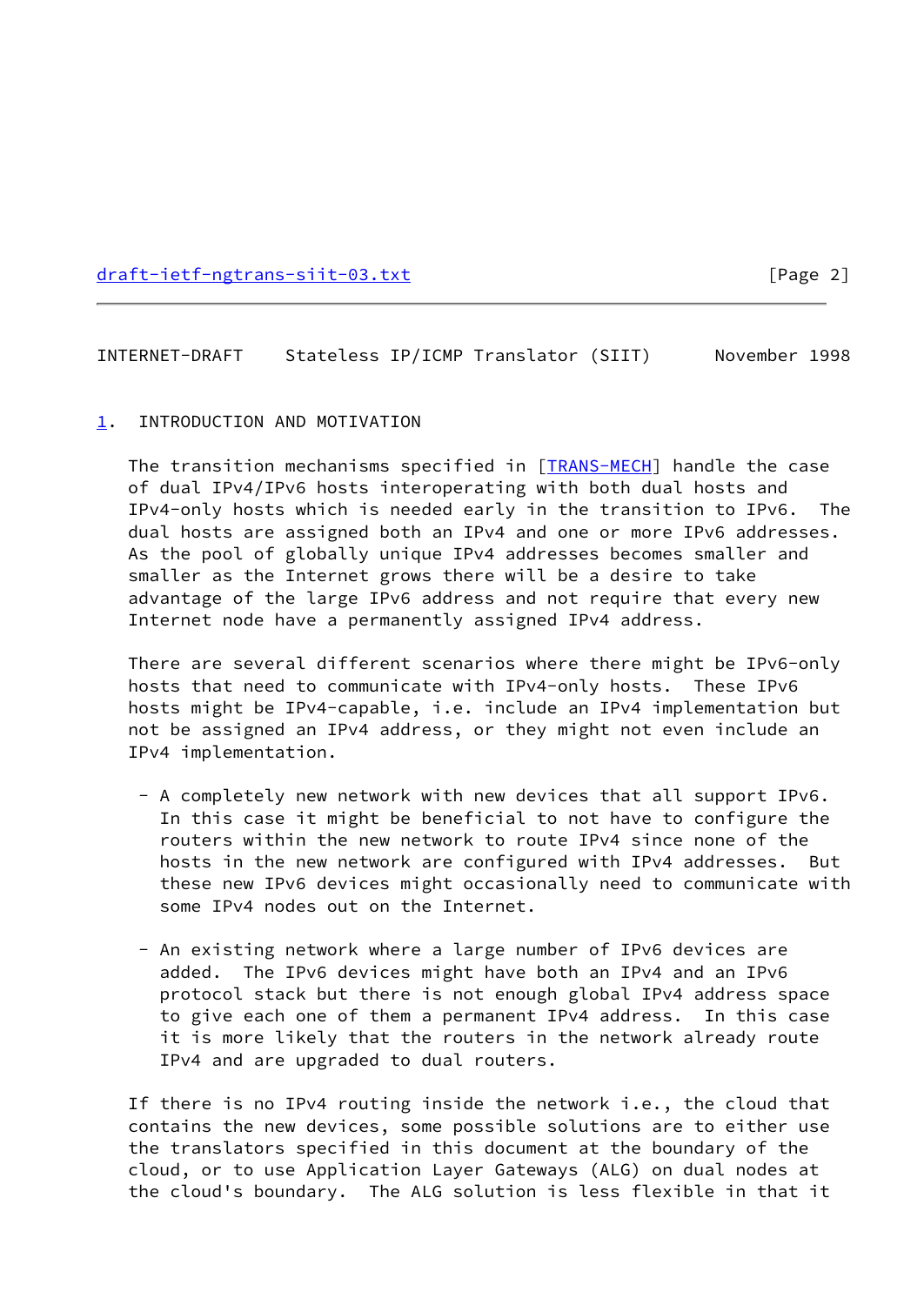## 1. INTRODUCTION AND MOTIVATION

The transition mechanisms specified in [TRANS-MECH] handle the case of dual IPv4/IPv6 hosts interoperating with both dual hosts and IPv4-only hosts which is needed early in the transition to IPv6. The dual hosts are assigned both an IPv4 and one or more IPv6 addresses. As the pool of globally unique IPv4 addresses becomes smaller and smaller as the Internet grows there will be a desire to take advantage of the large IPv6 address and not require that every new Internet node have a permanently assigned IPv4 address.

There are several different scenarios where there might be IPv6-only hosts that need to communicate with IPv4-only hosts. These IPv6 hosts might be IPv4-capable, i.e. include an IPv4 implementation but not be assigned an IPv4 address, or they might not even include an IPv4 implementation.

- A completely new network with new devices that all support IPv6. In this case it might be beneficial to not have to configure the routers within the new network to route IPv4 since none of the hosts in the new network are configured with IPv4 addresses. But these new IPv6 devices might occasionally need to communicate with some IPv4 nodes out on the Internet.

- An existing network where a large number of IPv6 devices are added. The IPv6 devices might have both an IPv4 and an IPv6 protocol stack but there is not enough global IPv4 address space to give each one of them a permanent IPv4 address. In this case it is more likely that the routers in the network already route IPv4 and are upgraded to dual routers.

If there is no IPv4 routing inside the network i.e., the cloud that contains the new devices, some possible solutions are to either use the translators specified in this document at the boundary of the cloud, or to use Application Layer Gateways (ALG) on dual nodes at the cloud's boundary. The ALG solution is less flexible in that it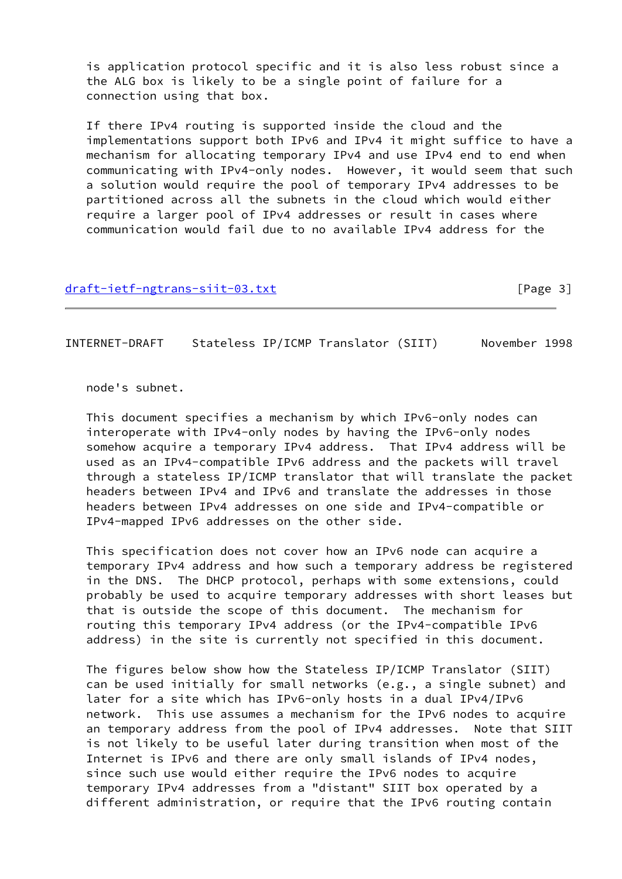is application protocol specific and it is also less robust since a the ALG box is likely to be a single point of failure for a connection using that box.

If there IPv4 routing is supported inside the cloud and the implementations support both IPv6 and IPv4 it might suffice to have a mechanism for allocating temporary IPv4 and use IPv4 end to end when communicating with IPv4-only nodes. However, it would seem that such a solution would require the pool of temporary IPv4 addresses to be partitioned across all the subnets in the cloud which would either require a larger pool of IPv4 addresses or result in cases where communication would fail due to no available IPv4 address for the node's subnet.

This document specifies a mechanism by which IPv6-only nodes can interoperate with IPv4-only nodes by having the IPv6-only nodes somehow acquire a temporary IPv4 address. That IPv4 address will be used as an IPv4-compatible IPv6 address and the packets will travel through a stateless IP/ICMP translator that will translate the packet headers between IPv4 and IPv6 and translate the addresses in those headers between IPv4 addresses on one side and IPv4-compatible or IPv4-mapped IPv6 addresses on the other side.

This specification does not cover how an IPv6 node can acquire a temporary IPv4 address and how such a temporary address be registered in the DNS. The DHCP protocol, perhaps with some extensions, could probably be used to acquire temporary addresses with short leases but that is outside the scope of this document. The mechanism for routing this temporary IPv4 address (or the IPv4-compatible IPv6 address) in the site is currently not specified in this document.

The figures below show how the Stateless IP/ICMP Translator (SIIT) can be used initially for small networks (e.g., a single subnet) and later for a site which has IPv6-only hosts in a dual IPv4/IPv6 network. This use assumes a mechanism for the IPv6 nodes to acquire an temporary address from the pool of IPv4 addresses. Note that SIIT is not likely to be useful later during transition when most of the Internet is IPv6 and there are only small islands of IPv4 nodes, since such use would either require the IPv6 nodes to acquire temporary IPv4 addresses from a "distant" SIIT box operated by a different administration, or require that the IPv6 routing contain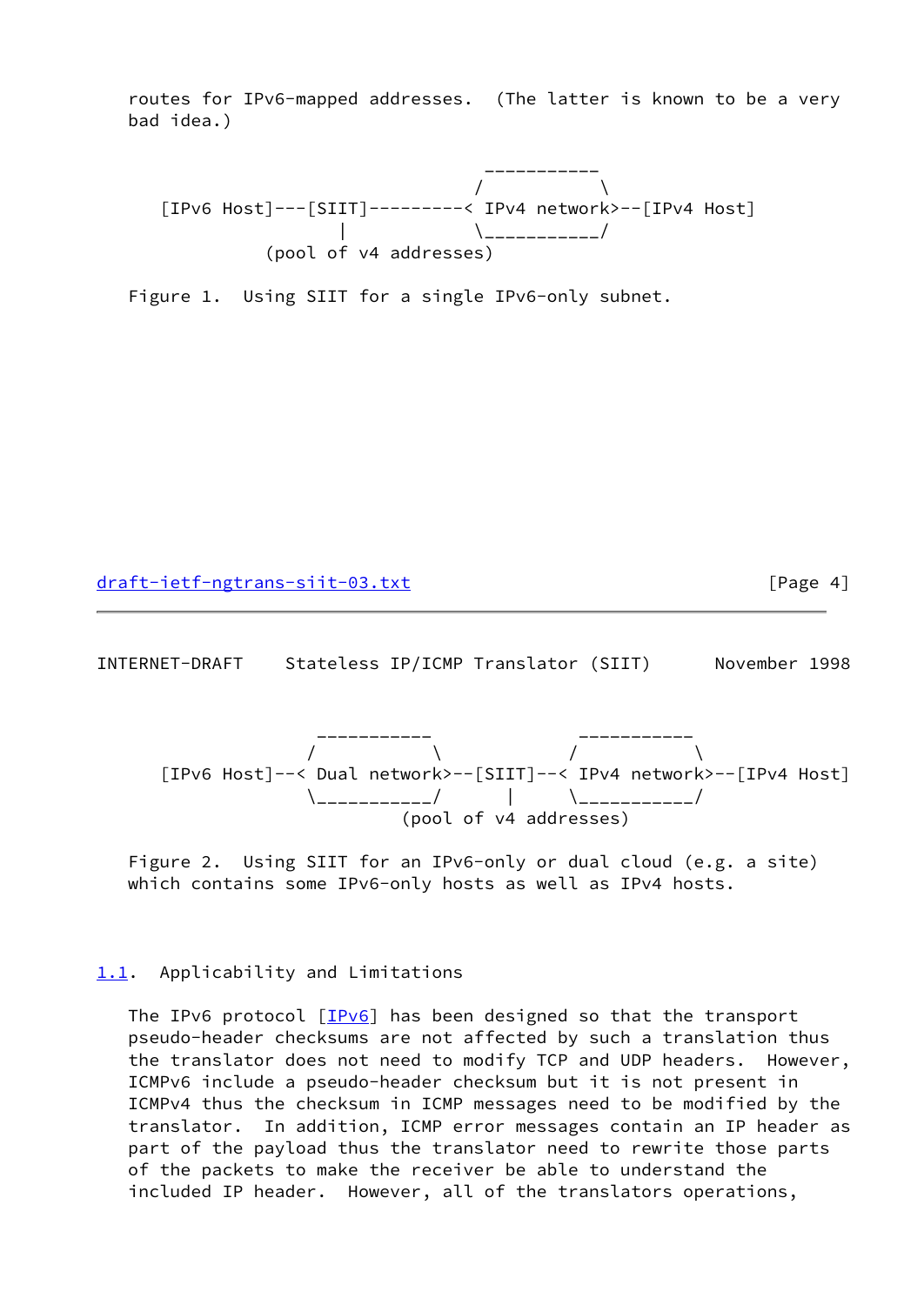routes for IPv6-mapped addresses.  (The latter is known to be a very bad idea.)

```
                                   ___________
                                  /           \
   [IPv6 Host]---[SIIT]---------< IPv4 network>--[IPv4 Host]
                    |             \___________/
             (pool of v4 addresses)
```

Figure 1.  Using SIIT for a single IPv6-only subnet.

```
                  ___________            ___________
                 /           \          /           \
   [IPv6 Host]--< Dual network>--[SIIT]--< IPv4 network>--[IPv4 Host]
                 \___________/      |     \___________/
                             (pool of v4 addresses)
```

Figure 2.  Using SIIT for an IPv6-only or dual cloud (e.g. a site) which contains some IPv6-only hosts as well as IPv4 hosts.

## 1.1.  Applicability and Limitations

The IPv6 protocol [IPv6] has been designed so that the transport pseudo-header checksums are not affected by such a translation thus the translator does not need to modify TCP and UDP headers.  However, ICMPv6 include a pseudo-header checksum but it is not present in ICMPv4 thus the checksum in ICMP messages need to be modified by the translator.  In addition, ICMP error messages contain an IP header as part of the payload thus the translator need to rewrite those parts of the packets to make the receiver be able to understand the included IP header.  However, all of the translators operations,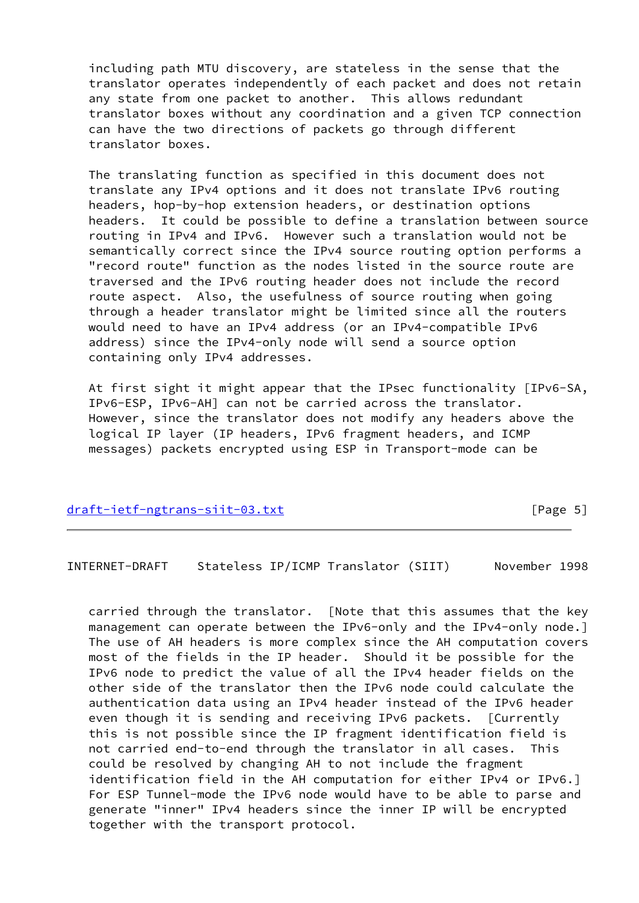including path MTU discovery, are stateless in the sense that the translator operates independently of each packet and does not retain any state from one packet to another. This allows redundant translator boxes without any coordination and a given TCP connection can have the two directions of packets go through different translator boxes.

The translating function as specified in this document does not translate any IPv4 options and it does not translate IPv6 routing headers, hop-by-hop extension headers, or destination options headers. It could be possible to define a translation between source routing in IPv4 and IPv6. However such a translation would not be semantically correct since the IPv4 source routing option performs a "record route" function as the nodes listed in the source route are traversed and the IPv6 routing header does not include the record route aspect. Also, the usefulness of source routing when going through a header translator might be limited since all the routers would need to have an IPv4 address (or an IPv4-compatible IPv6 address) since the IPv4-only node will send a source option containing only IPv4 addresses.

At first sight it might appear that the IPsec functionality [IPv6-SA, IPv6-ESP, IPv6-AH] can not be carried across the translator. However, since the translator does not modify any headers above the logical IP layer (IP headers, IPv6 fragment headers, and ICMP messages) packets encrypted using ESP in Transport-mode can be carried through the translator. [Note that this assumes that the key management can operate between the IPv6-only and the IPv4-only node.] The use of AH headers is more complex since the AH computation covers most of the fields in the IP header. Should it be possible for the IPv6 node to predict the value of all the IPv4 header fields on the other side of the translator then the IPv6 node could calculate the authentication data using an IPv4 header instead of the IPv6 header even though it is sending and receiving IPv6 packets. [Currently this is not possible since the IP fragment identification field is not carried end-to-end through the translator in all cases. This could be resolved by changing AH to not include the fragment identification field in the AH computation for either IPv4 or IPv6.] For ESP Tunnel-mode the IPv6 node would have to be able to parse and generate "inner" IPv4 headers since the inner IP will be encrypted together with the transport protocol.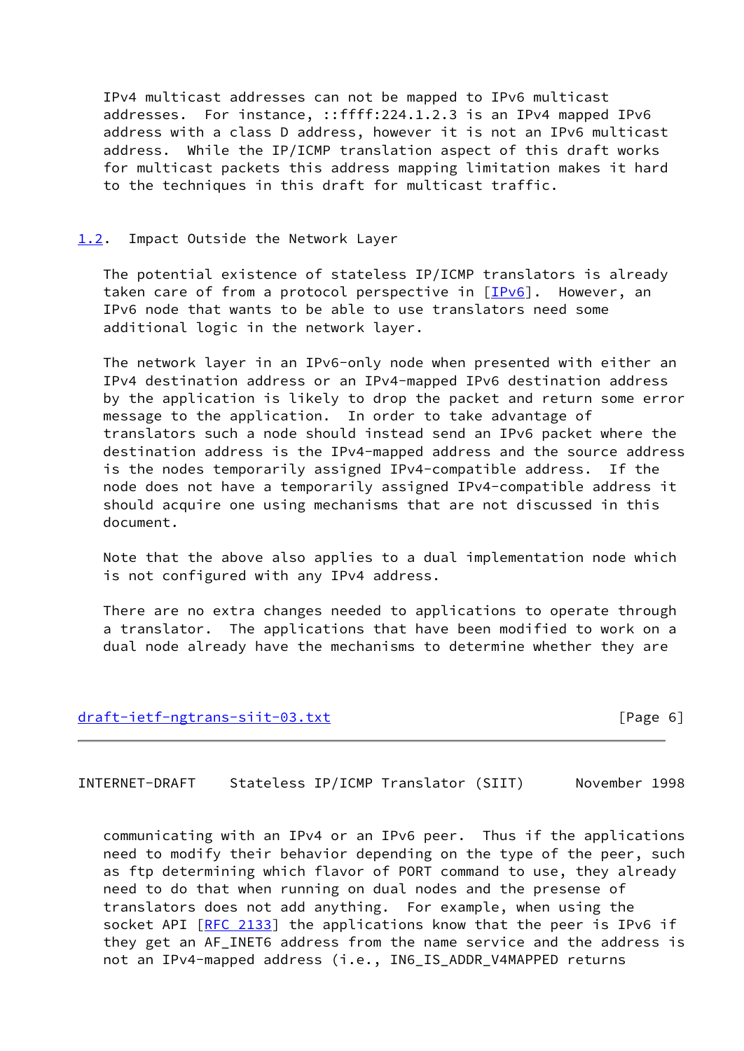IPv4 multicast addresses can not be mapped to IPv6 multicast addresses. For instance, ::ffff:224.1.2.3 is an IPv4 mapped IPv6 address with a class D address, however it is not an IPv6 multicast address. While the IP/ICMP translation aspect of this draft works for multicast packets this address mapping limitation makes it hard to the techniques in this draft for multicast traffic.

## 1.2. Impact Outside the Network Layer

The potential existence of stateless IP/ICMP translators is already taken care of from a protocol perspective in [IPv6]. However, an IPv6 node that wants to be able to use translators need some additional logic in the network layer.

The network layer in an IPv6-only node when presented with either an IPv4 destination address or an IPv4-mapped IPv6 destination address by the application is likely to drop the packet and return some error message to the application. In order to take advantage of translators such a node should instead send an IPv6 packet where the destination address is the IPv4-mapped address and the source address is the nodes temporarily assigned IPv4-compatible address. If the node does not have a temporarily assigned IPv4-compatible address it should acquire one using mechanisms that are not discussed in this document.

Note that the above also applies to a dual implementation node which is not configured with any IPv4 address.

There are no extra changes needed to applications to operate through a translator. The applications that have been modified to work on a dual node already have the mechanisms to determine whether they are communicating with an IPv4 or an IPv6 peer. Thus if the applications need to modify their behavior depending on the type of the peer, such as ftp determining which flavor of PORT command to use, they already need to do that when running on dual nodes and the presense of translators does not add anything. For example, when using the socket API [RFC 2133] the applications know that the peer is IPv6 if they get an AF_INET6 address from the name service and the address is not an IPv4-mapped address (i.e., IN6_IS_ADDR_V4MAPPED returns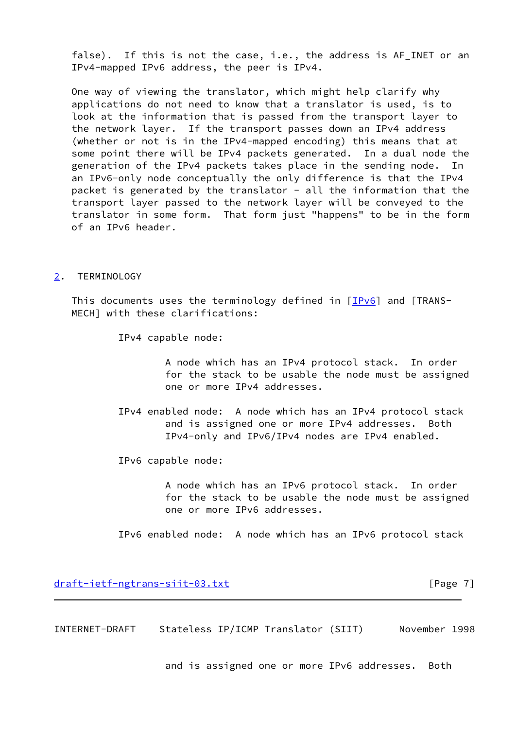false). If this is not the case, i.e., the address is AF_INET or an IPv4-mapped IPv6 address, the peer is IPv4.

One way of viewing the translator, which might help clarify why applications do not need to know that a translator is used, is to look at the information that is passed from the transport layer to the network layer. If the transport passes down an IPv4 address (whether or not is in the IPv4-mapped encoding) this means that at some point there will be IPv4 packets generated. In a dual node the generation of the IPv4 packets takes place in the sending node. In an IPv6-only node conceptually the only difference is that the IPv4 packet is generated by the translator - all the information that the transport layer passed to the network layer will be conveyed to the translator in some form. That form just "happens" to be in the form of an IPv6 header.

## 2. TERMINOLOGY

This documents uses the terminology defined in [IPv6] and [TRANS-MECH] with these clarifications:

IPv4 capable node:

A node which has an IPv4 protocol stack. In order for the stack to be usable the node must be assigned one or more IPv4 addresses.

IPv4 enabled node: A node which has an IPv4 protocol stack and is assigned one or more IPv4 addresses. Both IPv4-only and IPv6/IPv4 nodes are IPv4 enabled.

IPv6 capable node:

A node which has an IPv6 protocol stack. In order for the stack to be usable the node must be assigned one or more IPv6 addresses.

IPv6 enabled node: A node which has an IPv6 protocol stack and is assigned one or more IPv6 addresses. Both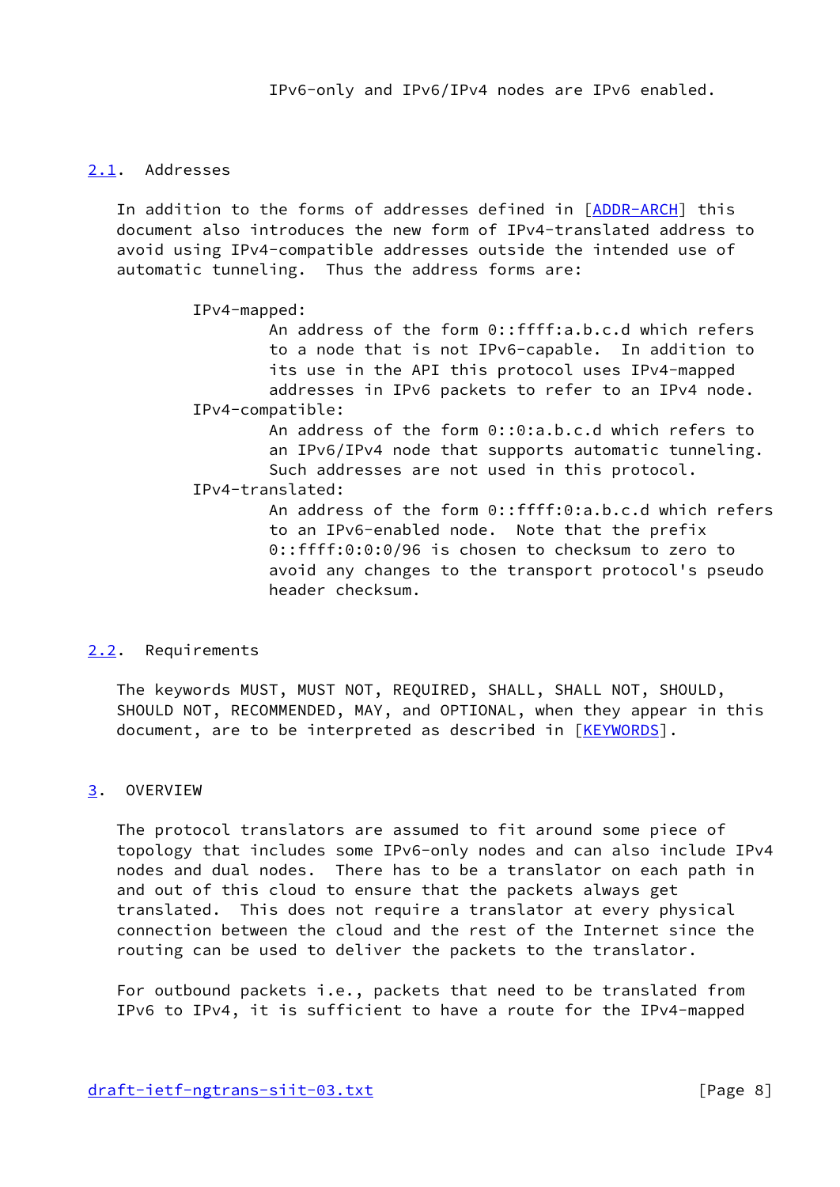IPv6-only and IPv6/IPv4 nodes are IPv6 enabled.

### 2.1. Addresses

In addition to the forms of addresses defined in [ADDR-ARCH] this document also introduces the new form of IPv4-translated address to avoid using IPv4-compatible addresses outside the intended use of automatic tunneling. Thus the address forms are:

IPv4-mapped:
: An address of the form 0::ffff:a.b.c.d which refers to a node that is not IPv6-capable. In addition to its use in the API this protocol uses IPv4-mapped addresses in IPv6 packets to refer to an IPv4 node.

IPv4-compatible:
: An address of the form 0::0:a.b.c.d which refers to an IPv6/IPv4 node that supports automatic tunneling. Such addresses are not used in this protocol.

IPv4-translated:
: An address of the form 0::ffff:0:a.b.c.d which refers to an IPv6-enabled node. Note that the prefix 0::ffff:0:0:0/96 is chosen to checksum to zero to avoid any changes to the transport protocol's pseudo header checksum.

### 2.2. Requirements

The keywords MUST, MUST NOT, REQUIRED, SHALL, SHALL NOT, SHOULD, SHOULD NOT, RECOMMENDED, MAY, and OPTIONAL, when they appear in this document, are to be interpreted as described in [KEYWORDS].

## 3. OVERVIEW

The protocol translators are assumed to fit around some piece of topology that includes some IPv6-only nodes and can also include IPv4 nodes and dual nodes. There has to be a translator on each path in and out of this cloud to ensure that the packets always get translated. This does not require a translator at every physical connection between the cloud and the rest of the Internet since the routing can be used to deliver the packets to the translator.

For outbound packets i.e., packets that need to be translated from IPv6 to IPv4, it is sufficient to have a route for the IPv4-mapped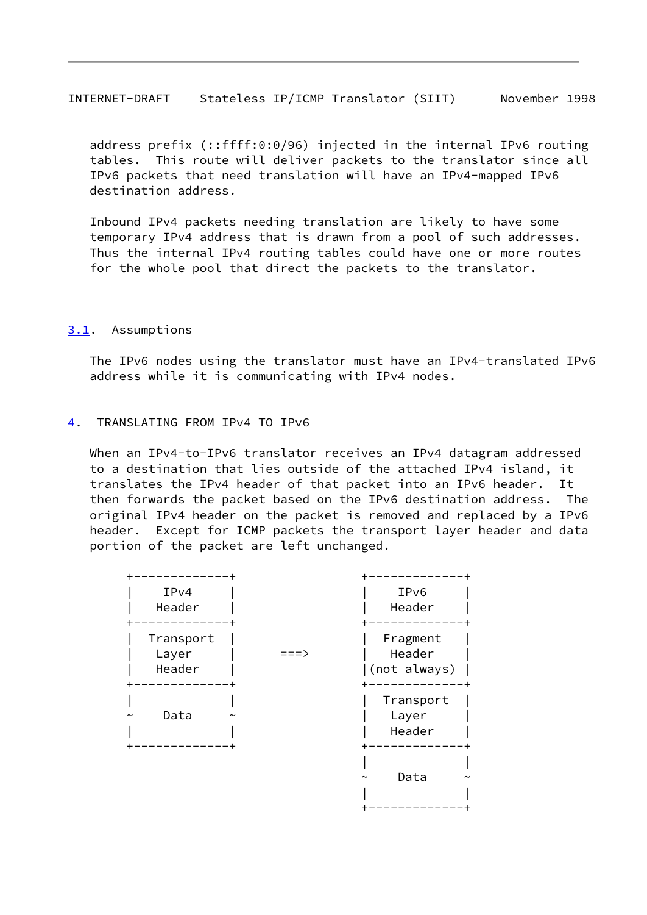address prefix (::ffff:0:0/96) injected in the internal IPv6 routing tables. This route will deliver packets to the translator since all IPv6 packets that need translation will have an IPv4-mapped IPv6 destination address.

Inbound IPv4 packets needing translation are likely to have some temporary IPv4 address that is drawn from a pool of such addresses. Thus the internal IPv4 routing tables could have one or more routes for the whole pool that direct the packets to the translator.

### 3.1. Assumptions

The IPv6 nodes using the translator must have an IPv4-translated IPv6 address while it is communicating with IPv4 nodes.

## 4. TRANSLATING FROM IPv4 TO IPv6

When an IPv4-to-IPv6 translator receives an IPv4 datagram addressed to a destination that lies outside of the attached IPv4 island, it translates the IPv4 header of that packet into an IPv6 header. It then forwards the packet based on the IPv6 destination address. The original IPv4 header on the packet is removed and replaced by a IPv6 header. Except for ICMP packets the transport layer header and data portion of the packet are left unchanged.

```
     +-------------+                 +-------------+
     |    IPv4     |                 |    IPv6     |
     |   Header    |                 |   Header    |
     +-------------+                 +-------------+
     |  Transport  |                 |  Fragment   |
     |   Layer     |      ===>       |   Header    |
     |   Header    |                 |(not always) |
     +-------------+                 +-------------+
     |             |                 |  Transport  |
     ~    Data     ~                 |   Layer     |
     |             |                 |   Header    |
     +-------------+                 +-------------+
                                     |             |
                                     ~    Data     ~
                                     |             |
                                     +-------------+
```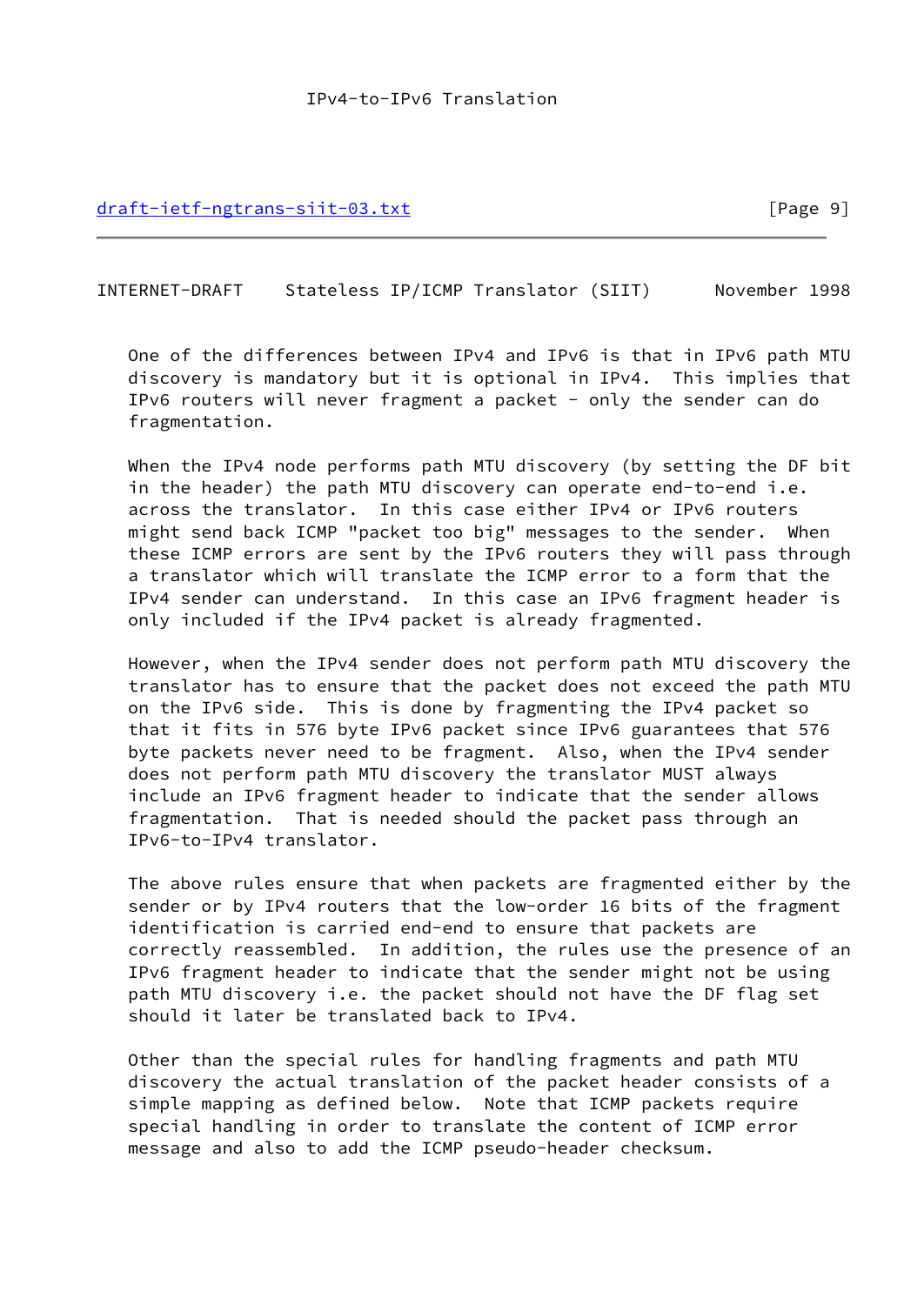One of the differences between IPv4 and IPv6 is that in IPv6 path MTU discovery is mandatory but it is optional in IPv4. This implies that IPv6 routers will never fragment a packet - only the sender can do fragmentation.

When the IPv4 node performs path MTU discovery (by setting the DF bit in the header) the path MTU discovery can operate end-to-end i.e. across the translator. In this case either IPv4 or IPv6 routers might send back ICMP "packet too big" messages to the sender. When these ICMP errors are sent by the IPv6 routers they will pass through a translator which will translate the ICMP error to a form that the IPv4 sender can understand. In this case an IPv6 fragment header is only included if the IPv4 packet is already fragmented.

However, when the IPv4 sender does not perform path MTU discovery the translator has to ensure that the packet does not exceed the path MTU on the IPv6 side. This is done by fragmenting the IPv4 packet so that it fits in 576 byte IPv6 packet since IPv6 guarantees that 576 byte packets never need to be fragment. Also, when the IPv4 sender does not perform path MTU discovery the translator MUST always include an IPv6 fragment header to indicate that the sender allows fragmentation. That is needed should the packet pass through an IPv6-to-IPv4 translator.

The above rules ensure that when packets are fragmented either by the sender or by IPv4 routers that the low-order 16 bits of the fragment identification is carried end-end to ensure that packets are correctly reassembled. In addition, the rules use the presence of an IPv6 fragment header to indicate that the sender might not be using path MTU discovery i.e. the packet should not have the DF flag set should it later be translated back to IPv4.

Other than the special rules for handling fragments and path MTU discovery the actual translation of the packet header consists of a simple mapping as defined below. Note that ICMP packets require special handling in order to translate the content of ICMP error message and also to add the ICMP pseudo-header checksum.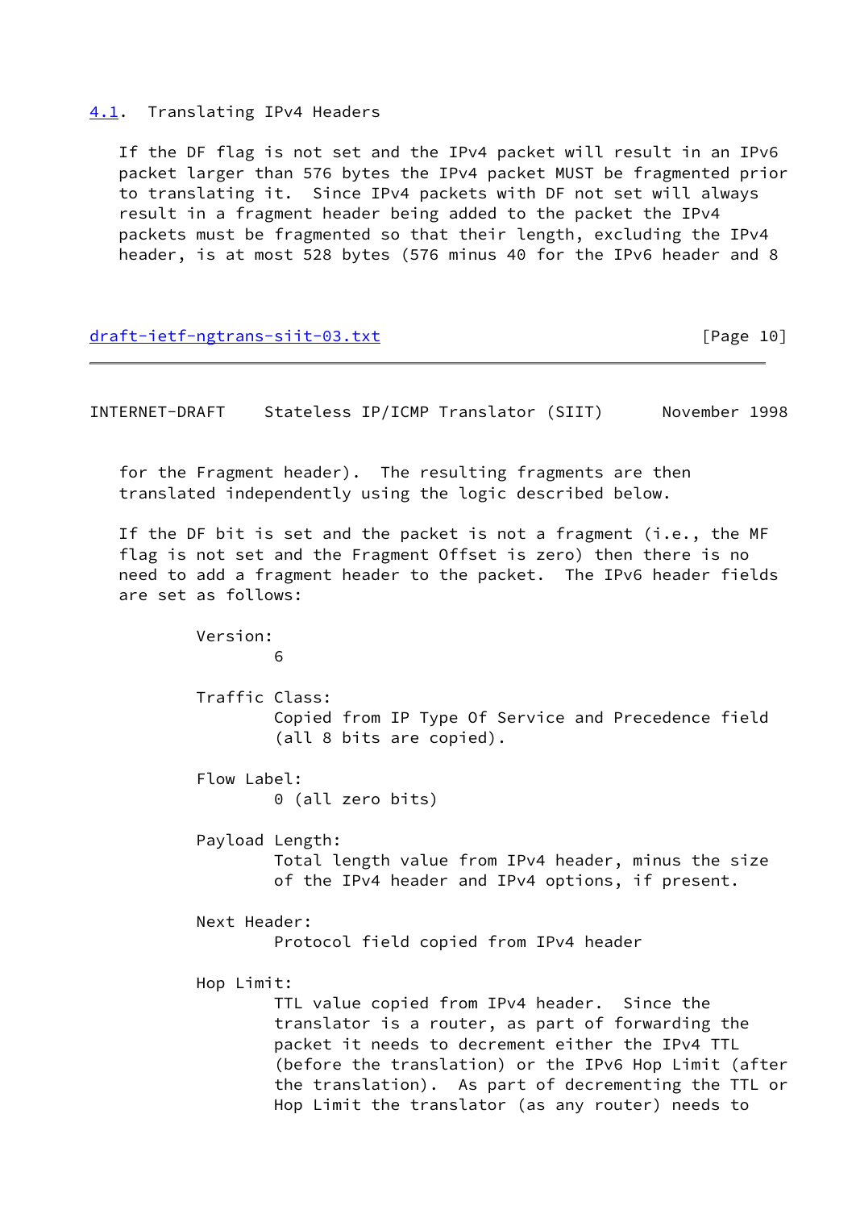## 4.1. Translating IPv4 Headers

If the DF flag is not set and the IPv4 packet will result in an IPv6 packet larger than 576 bytes the IPv4 packet MUST be fragmented prior to translating it. Since IPv4 packets with DF not set will always result in a fragment header being added to the packet the IPv4 packets must be fragmented so that their length, excluding the IPv4 header, is at most 528 bytes (576 minus 40 for the IPv6 header and 8 for the Fragment header). The resulting fragments are then translated independently using the logic described below.

If the DF bit is set and the packet is not a fragment (i.e., the MF flag is not set and the Fragment Offset is zero) then there is no need to add a fragment header to the packet. The IPv6 header fields are set as follows:

Version:
: 6

Traffic Class:
: Copied from IP Type Of Service and Precedence field (all 8 bits are copied).

Flow Label:
: 0 (all zero bits)

Payload Length:
: Total length value from IPv4 header, minus the size of the IPv4 header and IPv4 options, if present.

Next Header:
: Protocol field copied from IPv4 header

Hop Limit:
: TTL value copied from IPv4 header. Since the translator is a router, as part of forwarding the packet it needs to decrement either the IPv4 TTL (before the translation) or the IPv6 Hop Limit (after the translation). As part of decrementing the TTL or Hop Limit the translator (as any router) needs to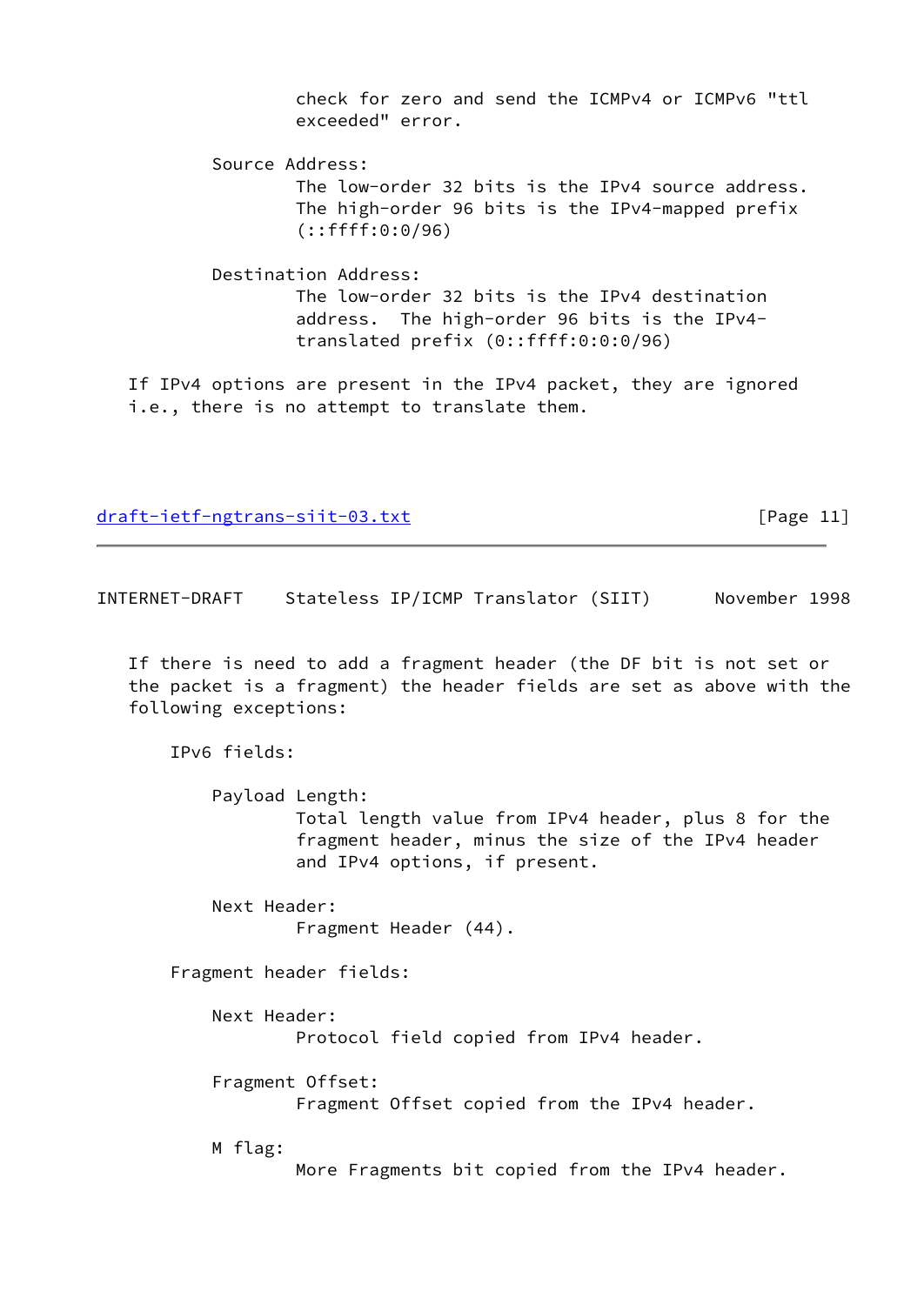check for zero and send the ICMPv4 or ICMPv6 "ttl exceeded" error.

Source Address:
The low-order 32 bits is the IPv4 source address. The high-order 96 bits is the IPv4-mapped prefix (::ffff:0:0/96)

Destination Address:
The low-order 32 bits is the IPv4 destination address. The high-order 96 bits is the IPv4-translated prefix (0::ffff:0:0:0/96)

If IPv4 options are present in the IPv4 packet, they are ignored i.e., there is no attempt to translate them.

If there is need to add a fragment header (the DF bit is not set or the packet is a fragment) the header fields are set as above with the following exceptions:

IPv6 fields:

Payload Length:
Total length value from IPv4 header, plus 8 for the fragment header, minus the size of the IPv4 header and IPv4 options, if present.

Next Header:
Fragment Header (44).

Fragment header fields:

Next Header:
Protocol field copied from IPv4 header.

Fragment Offset:
Fragment Offset copied from the IPv4 header.

M flag:
More Fragments bit copied from the IPv4 header.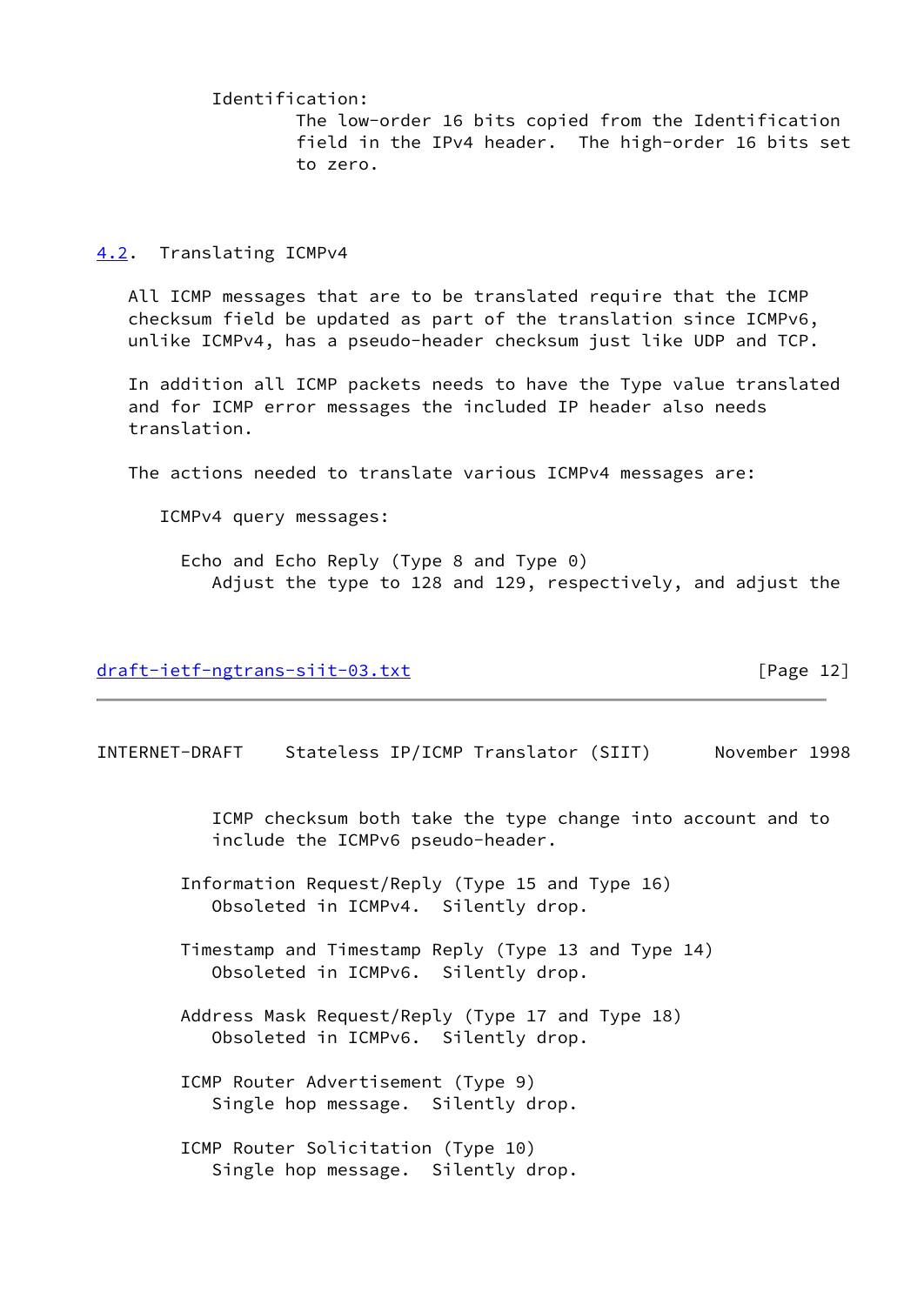Identification:
The low-order 16 bits copied from the Identification field in the IPv4 header. The high-order 16 bits set to zero.

## 4.2. Translating ICMPv4

All ICMP messages that are to be translated require that the ICMP checksum field be updated as part of the translation since ICMPv6, unlike ICMPv4, has a pseudo-header checksum just like UDP and TCP.

In addition all ICMP packets needs to have the Type value translated and for ICMP error messages the included IP header also needs translation.

The actions needed to translate various ICMPv4 messages are:

ICMPv4 query messages:

Echo and Echo Reply (Type 8 and Type 0)
Adjust the type to 128 and 129, respectively, and adjust the ICMP checksum both take the type change into account and to include the ICMPv6 pseudo-header.

Information Request/Reply (Type 15 and Type 16)
Obsoleted in ICMPv4. Silently drop.

Timestamp and Timestamp Reply (Type 13 and Type 14)
Obsoleted in ICMPv6. Silently drop.

Address Mask Request/Reply (Type 17 and Type 18)
Obsoleted in ICMPv6. Silently drop.

ICMP Router Advertisement (Type 9)
Single hop message. Silently drop.

ICMP Router Solicitation (Type 10)
Single hop message. Silently drop.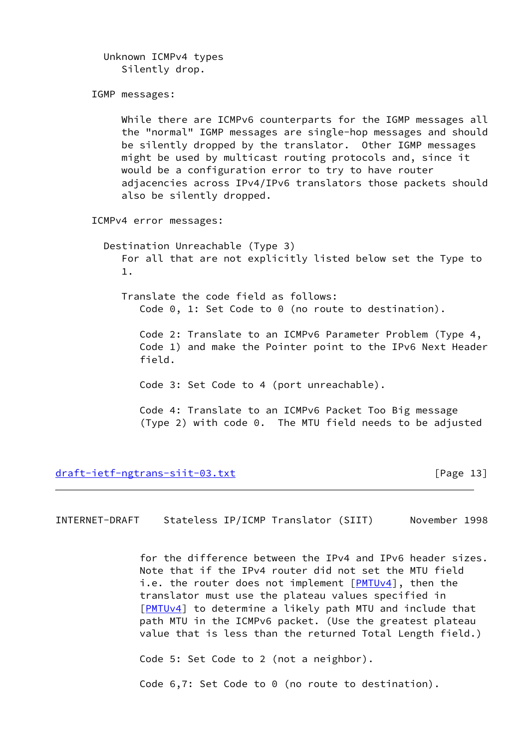Unknown ICMPv4 types
Silently drop.

IGMP messages:

While there are ICMPv6 counterparts for the IGMP messages all the "normal" IGMP messages are single-hop messages and should be silently dropped by the translator. Other IGMP messages might be used by multicast routing protocols and, since it would be a configuration error to try to have router adjacencies across IPv4/IPv6 translators those packets should also be silently dropped.

ICMPv4 error messages:

Destination Unreachable (Type 3)
For all that are not explicitly listed below set the Type to 1.

Translate the code field as follows:
Code 0, 1: Set Code to 0 (no route to destination).

Code 2: Translate to an ICMPv6 Parameter Problem (Type 4, Code 1) and make the Pointer point to the IPv6 Next Header field.

Code 3: Set Code to 4 (port unreachable).

Code 4: Translate to an ICMPv6 Packet Too Big message (Type 2) with code 0. The MTU field needs to be adjusted for the difference between the IPv4 and IPv6 header sizes. Note that if the IPv4 router did not set the MTU field i.e. the router does not implement [PMTUv4], then the translator must use the plateau values specified in [PMTUv4] to determine a likely path MTU and include that path MTU in the ICMPv6 packet. (Use the greatest plateau value that is less than the returned Total Length field.)

Code 5: Set Code to 2 (not a neighbor).

Code 6,7: Set Code to 0 (no route to destination).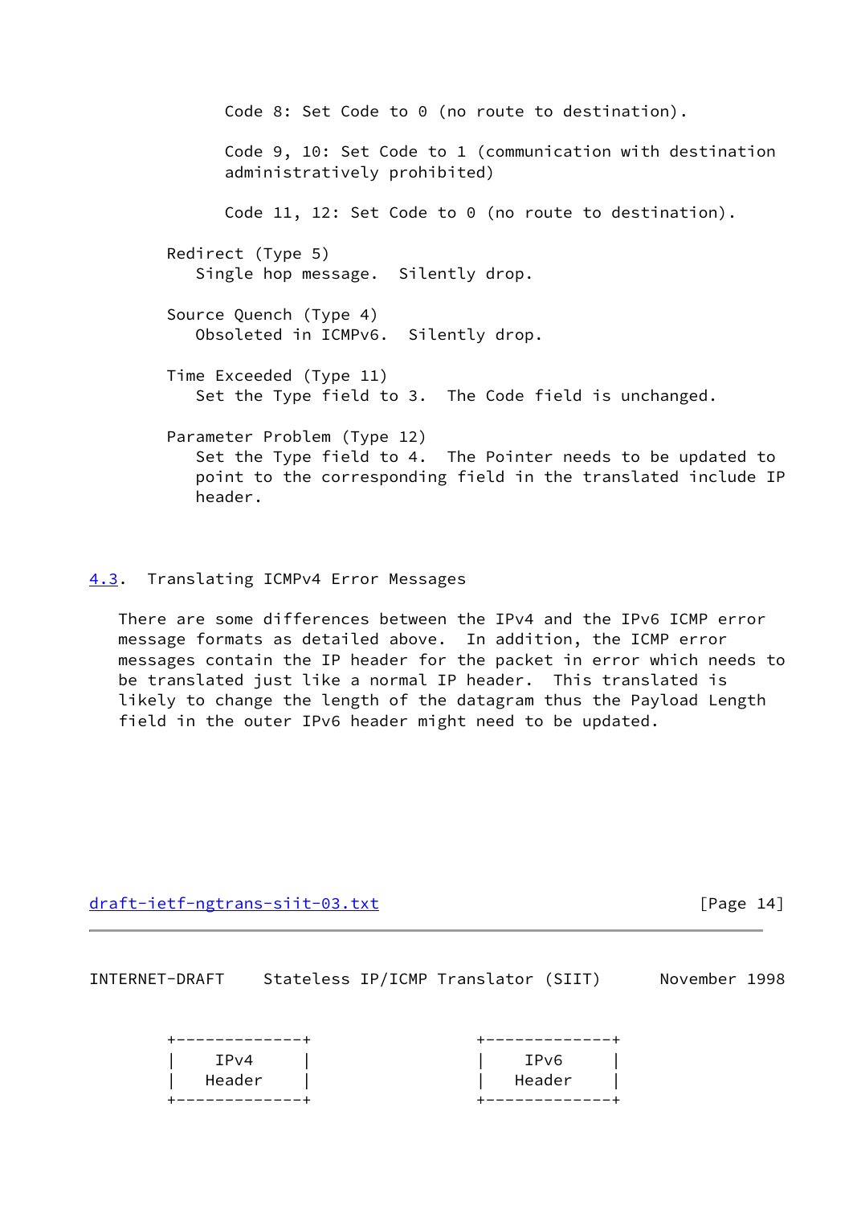Code 8: Set Code to 0 (no route to destination).

Code 9, 10: Set Code to 1 (communication with destination administratively prohibited)

Code 11, 12: Set Code to 0 (no route to destination).

Redirect (Type 5)
Single hop message.  Silently drop.

Source Quench (Type 4)
Obsoleted in ICMPv6.  Silently drop.

Time Exceeded (Type 11)
Set the Type field to 3.  The Code field is unchanged.

Parameter Problem (Type 12)
Set the Type field to 4.  The Pointer needs to be updated to point to the corresponding field in the translated include IP header.

## 4.3. Translating ICMPv4 Error Messages

There are some differences between the IPv4 and the IPv6 ICMP error message formats as detailed above.  In addition, the ICMP error messages contain the IP header for the packet in error which needs to be translated just like a normal IP header.  This translated is likely to change the length of the datagram thus the Payload Length field in the outer IPv6 header might need to be updated.

```
+-------------+                 +-------------+
|    IPv4     |                 |    IPv6     |
|   Header    |                 |   Header    |
+-------------+                 +-------------+
```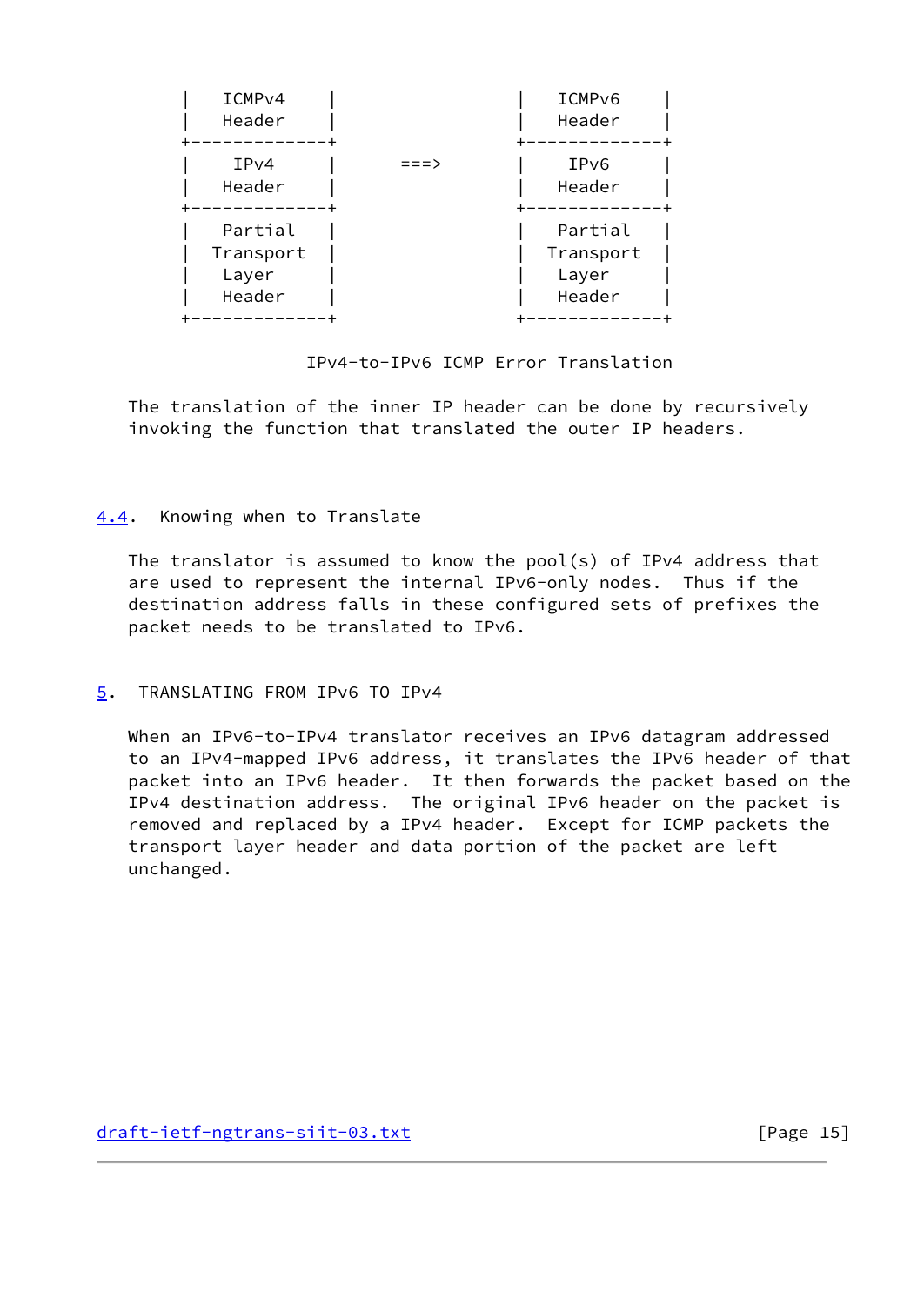```
   |    ICMPv4     |                  |    ICMPv6     |
   |    Header     |                  |    Header     |
   +---------------+                  +---------------+
   |     IPv4      |       ===>       |     IPv6      |
   |    Header     |                  |    Header     |
   +---------------+                  +---------------+
   |    Partial    |                  |    Partial    |
   |   Transport   |                  |   Transport   |
   |    Layer      |                  |    Layer      |
   |    Header     |                  |    Header     |
   +---------------+                  +---------------+
```

IPv4-to-IPv6 ICMP Error Translation

The translation of the inner IP header can be done by recursively invoking the function that translated the outer IP headers.

## 4.4. Knowing when to Translate

The translator is assumed to know the pool(s) of IPv4 address that are used to represent the internal IPv6-only nodes. Thus if the destination address falls in these configured sets of prefixes the packet needs to be translated to IPv6.

# 5. TRANSLATING FROM IPv6 TO IPv4

When an IPv6-to-IPv4 translator receives an IPv6 datagram addressed to an IPv4-mapped IPv6 address, it translates the IPv6 header of that packet into an IPv6 header. It then forwards the packet based on the IPv4 destination address. The original IPv6 header on the packet is removed and replaced by a IPv4 header. Except for ICMP packets the transport layer header and data portion of the packet are left unchanged.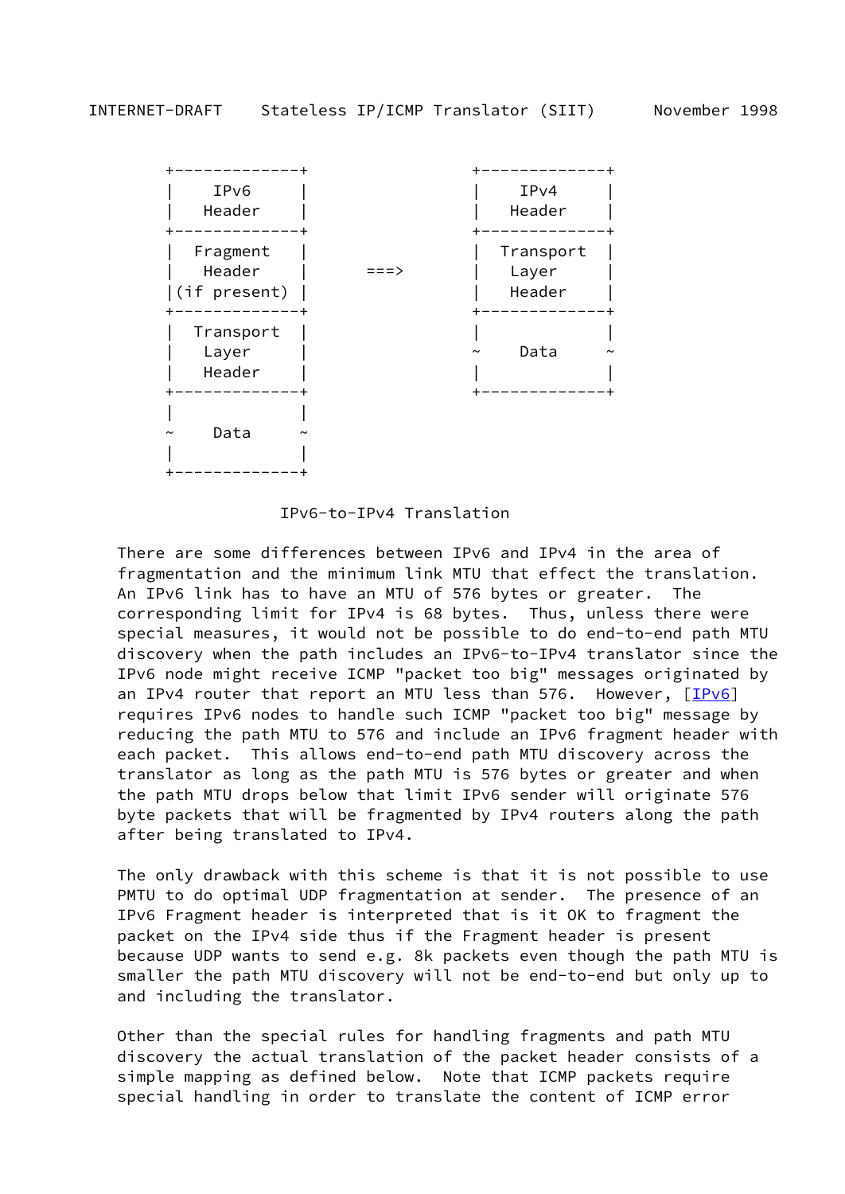```
 +-------------+                 +-------------+
 |    IPv6     |                 |    IPv4     |
 |   Header    |                 |   Header    |
 +-------------+                 +-------------+
 |  Fragment   |                 |  Transport  |
 |   Header    |      ===>       |   Layer     |
 |(if present) |                 |   Header    |
 +-------------+                 +-------------+
 |  Transport  |                 |             |
 |   Layer     |                 ~    Data     ~
 |   Header    |                 |             |
 +-------------+                 +-------------+
 |             |
 ~    Data     ~
 |             |
 +-------------+
```

IPv6-to-IPv4 Translation

There are some differences between IPv6 and IPv4 in the area of fragmentation and the minimum link MTU that effect the translation. An IPv6 link has to have an MTU of 576 bytes or greater. The corresponding limit for IPv4 is 68 bytes. Thus, unless there were special measures, it would not be possible to do end-to-end path MTU discovery when the path includes an IPv6-to-IPv4 translator since the IPv6 node might receive ICMP "packet too big" messages originated by an IPv4 router that report an MTU less than 576. However, [IPv6] requires IPv6 nodes to handle such ICMP "packet too big" message by reducing the path MTU to 576 and include an IPv6 fragment header with each packet. This allows end-to-end path MTU discovery across the translator as long as the path MTU is 576 bytes or greater and when the path MTU drops below that limit IPv6 sender will originate 576 byte packets that will be fragmented by IPv4 routers along the path after being translated to IPv4.

The only drawback with this scheme is that it is not possible to use PMTU to do optimal UDP fragmentation at sender. The presence of an IPv6 Fragment header is interpreted that is it OK to fragment the packet on the IPv4 side thus if the Fragment header is present because UDP wants to send e.g. 8k packets even though the path MTU is smaller the path MTU discovery will not be end-to-end but only up to and including the translator.

Other than the special rules for handling fragments and path MTU discovery the actual translation of the packet header consists of a simple mapping as defined below. Note that ICMP packets require special handling in order to translate the content of ICMP error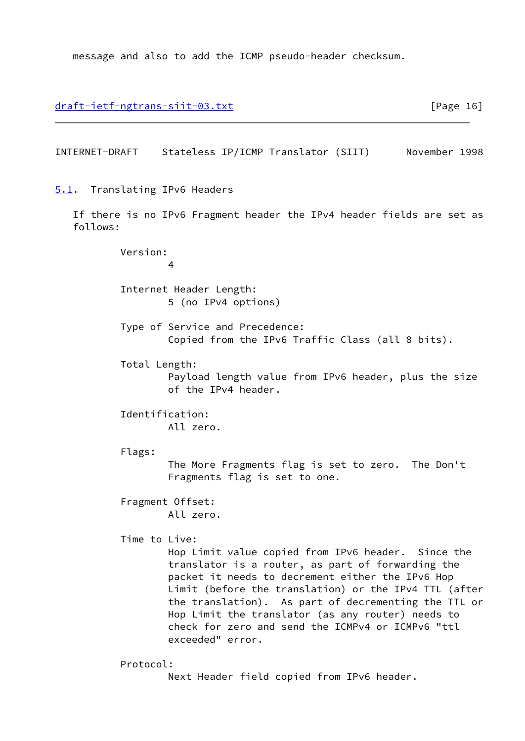message and also to add the ICMP pseudo-header checksum.

### 5.1. Translating IPv6 Headers

If there is no IPv6 Fragment header the IPv4 header fields are set as follows:

Version:
    4

Internet Header Length:
    5 (no IPv4 options)

Type of Service and Precedence:
    Copied from the IPv6 Traffic Class (all 8 bits).

Total Length:
    Payload length value from IPv6 header, plus the size of the IPv4 header.

Identification:
    All zero.

Flags:
    The More Fragments flag is set to zero. The Don't Fragments flag is set to one.

Fragment Offset:
    All zero.

Time to Live:
    Hop Limit value copied from IPv6 header. Since the translator is a router, as part of forwarding the packet it needs to decrement either the IPv6 Hop Limit (before the translation) or the IPv4 TTL (after the translation). As part of decrementing the TTL or Hop Limit the translator (as any router) needs to check for zero and send the ICMPv4 or ICMPv6 "ttl exceeded" error.

Protocol:
    Next Header field copied from IPv6 header.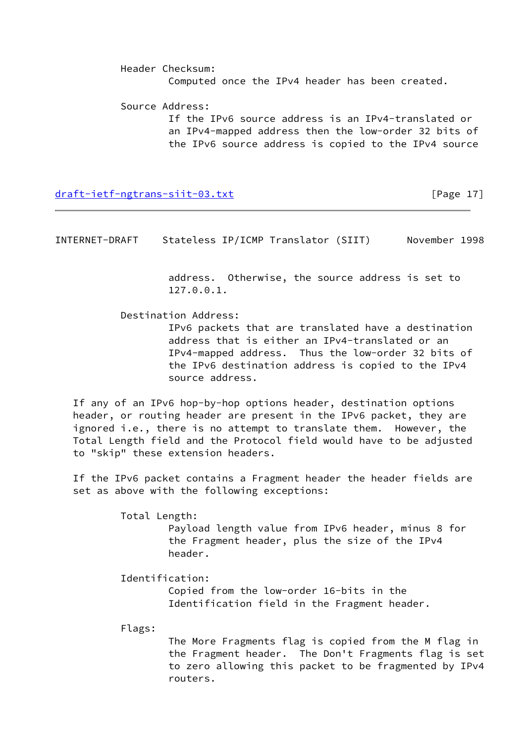Header Checksum:
Computed once the IPv4 header has been created.

Source Address:
If the IPv6 source address is an IPv4-translated or an IPv4-mapped address then the low-order 32 bits of the IPv6 source address is copied to the IPv4 source address. Otherwise, the source address is set to 127.0.0.1.

Destination Address:
IPv6 packets that are translated have a destination address that is either an IPv4-translated or an IPv4-mapped address. Thus the low-order 32 bits of the IPv6 destination address is copied to the IPv4 source address.

If any of an IPv6 hop-by-hop options header, destination options header, or routing header are present in the IPv6 packet, they are ignored i.e., there is no attempt to translate them. However, the Total Length field and the Protocol field would have to be adjusted to "skip" these extension headers.

If the IPv6 packet contains a Fragment header the header fields are set as above with the following exceptions:

Total Length:
Payload length value from IPv6 header, minus 8 for the Fragment header, plus the size of the IPv4 header.

Identification:
Copied from the low-order 16-bits in the Identification field in the Fragment header.

Flags:
The More Fragments flag is copied from the M flag in the Fragment header. The Don't Fragments flag is set to zero allowing this packet to be fragmented by IPv4 routers.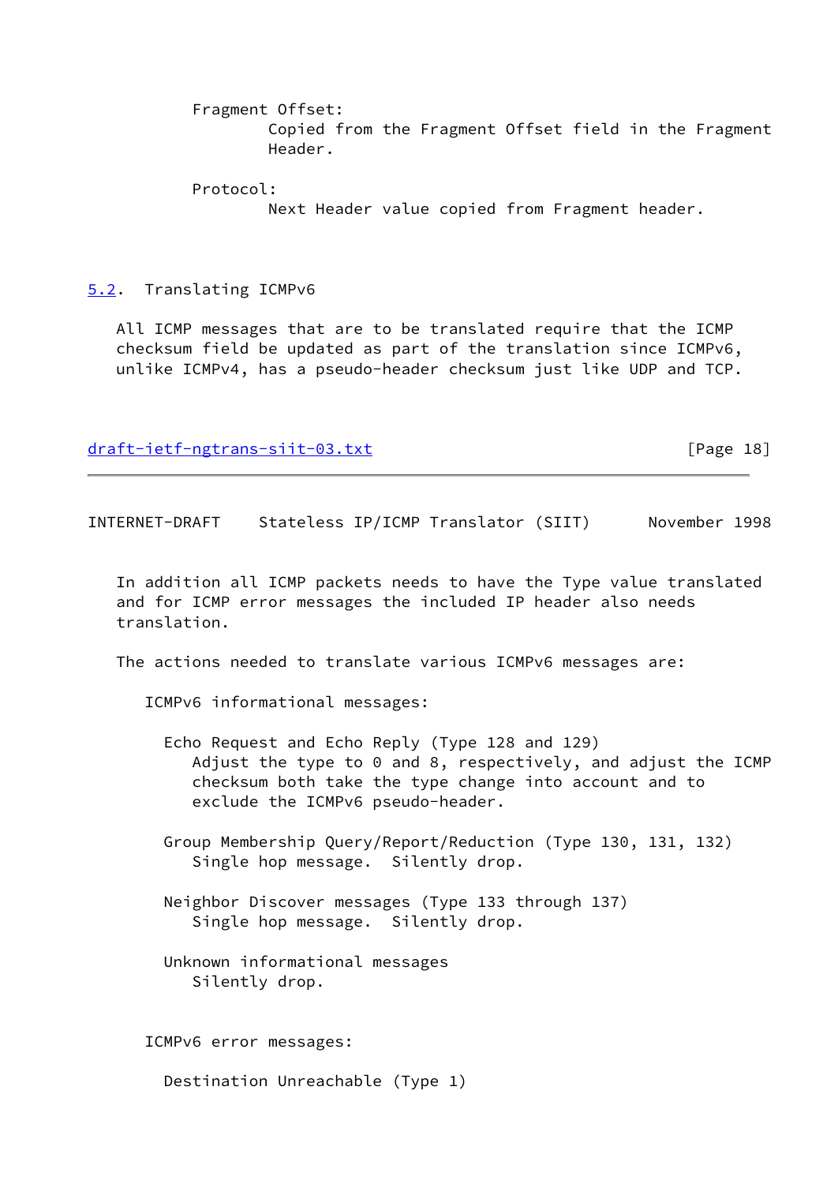Fragment Offset:
Copied from the Fragment Offset field in the Fragment Header.

Protocol:
Next Header value copied from Fragment header.

## 5.2. Translating ICMPv6

All ICMP messages that are to be translated require that the ICMP checksum field be updated as part of the translation since ICMPv6, unlike ICMPv4, has a pseudo-header checksum just like UDP and TCP.

In addition all ICMP packets needs to have the Type value translated and for ICMP error messages the included IP header also needs translation.

The actions needed to translate various ICMPv6 messages are:

ICMPv6 informational messages:

Echo Request and Echo Reply (Type 128 and 129)
Adjust the type to 0 and 8, respectively, and adjust the ICMP checksum both take the type change into account and to exclude the ICMPv6 pseudo-header.

Group Membership Query/Report/Reduction (Type 130, 131, 132)
Single hop message. Silently drop.

Neighbor Discover messages (Type 133 through 137)
Single hop message. Silently drop.

Unknown informational messages
Silently drop.

ICMPv6 error messages:

Destination Unreachable (Type 1)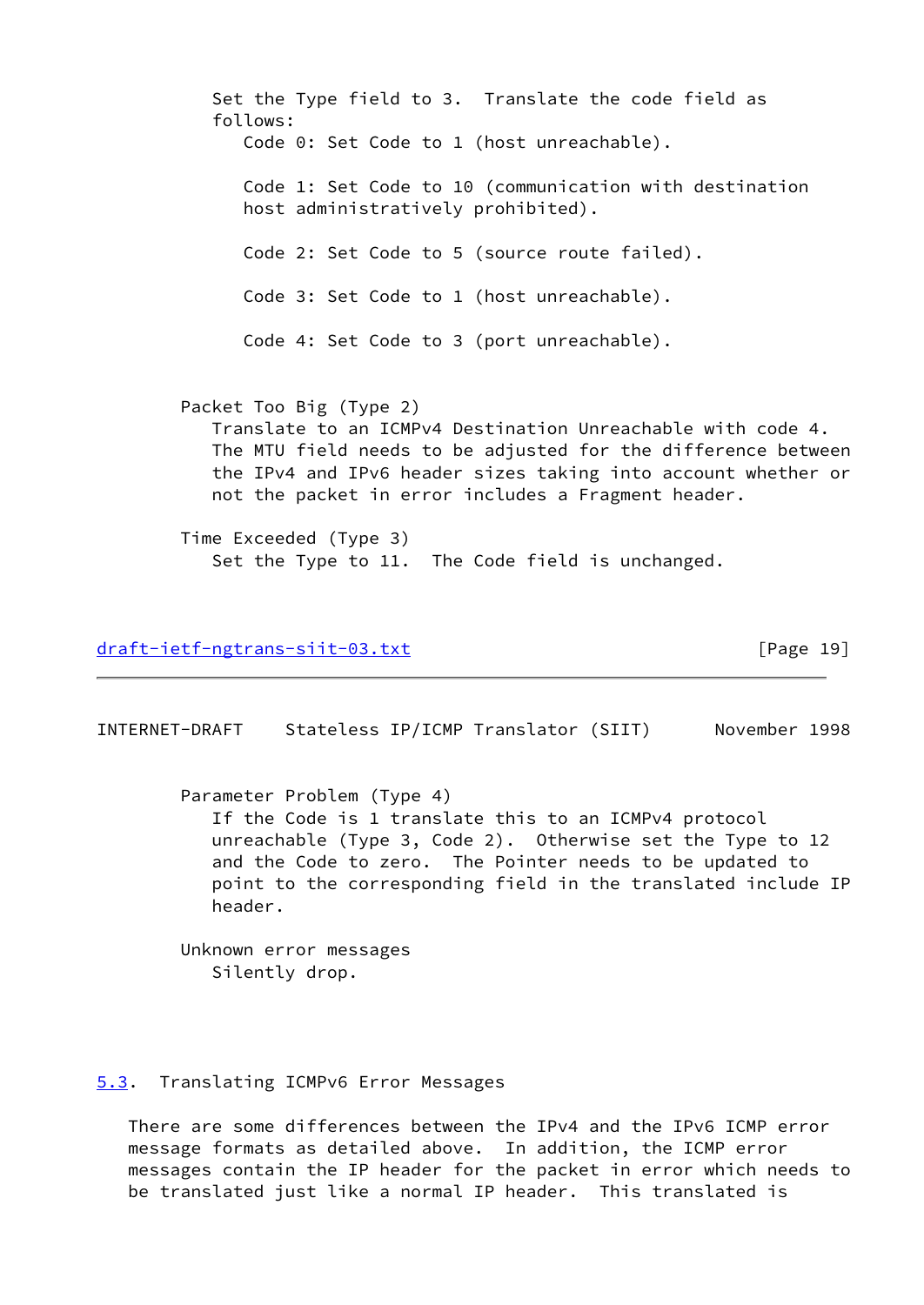Set the Type field to 3. Translate the code field as follows:

- Code 0: Set Code to 1 (host unreachable).
- Code 1: Set Code to 10 (communication with destination host administratively prohibited).
- Code 2: Set Code to 5 (source route failed).
- Code 3: Set Code to 1 (host unreachable).
- Code 4: Set Code to 3 (port unreachable).

Packet Too Big (Type 2)
Translate to an ICMPv4 Destination Unreachable with code 4. The MTU field needs to be adjusted for the difference between the IPv4 and IPv6 header sizes taking into account whether or not the packet in error includes a Fragment header.

Time Exceeded (Type 3)
Set the Type to 11. The Code field is unchanged.

Parameter Problem (Type 4)
If the Code is 1 translate this to an ICMPv4 protocol unreachable (Type 3, Code 2). Otherwise set the Type to 12 and the Code to zero. The Pointer needs to be updated to point to the corresponding field in the translated include IP header.

Unknown error messages
Silently drop.

## 5.3. Translating ICMPv6 Error Messages

There are some differences between the IPv4 and the IPv6 ICMP error message formats as detailed above. In addition, the ICMP error messages contain the IP header for the packet in error which needs to be translated just like a normal IP header. This translated is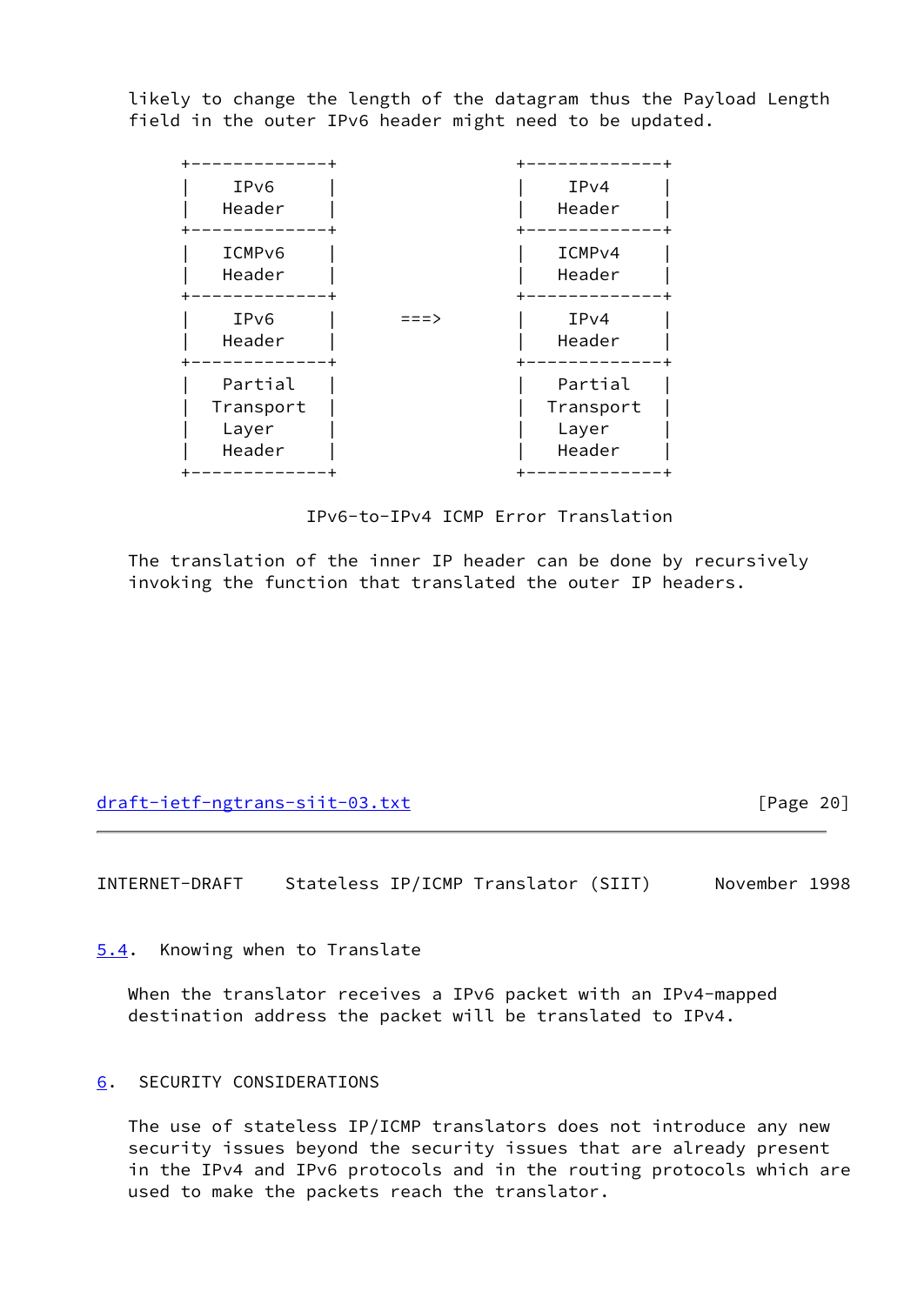likely to change the length of the datagram thus the Payload Length field in the outer IPv6 header might need to be updated.

```
      +-------------+                 +-------------+
      |    IPv6     |                 |    IPv4     |
      |   Header    |                 |   Header    |
      +-------------+                 +-------------+
      |   ICMPv6    |                 |   ICMPv4    |
      |   Header    |                 |   Header    |
      +-------------+                 +-------------+
      |    IPv6     |      ===>       |    IPv4     |
      |   Header    |                 |   Header    |
      +-------------+                 +-------------+
      |   Partial   |                 |   Partial   |
      |  Transport  |                 |  Transport  |
      |   Layer     |                 |   Layer     |
      |   Header    |                 |   Header    |
      +-------------+                 +-------------+
```

IPv6-to-IPv4 ICMP Error Translation

The translation of the inner IP header can be done by recursively invoking the function that translated the outer IP headers.

## 5.4. Knowing when to Translate

When the translator receives a IPv6 packet with an IPv4-mapped destination address the packet will be translated to IPv4.

# 6. SECURITY CONSIDERATIONS

The use of stateless IP/ICMP translators does not introduce any new security issues beyond the security issues that are already present in the IPv4 and IPv6 protocols and in the routing protocols which are used to make the packets reach the translator.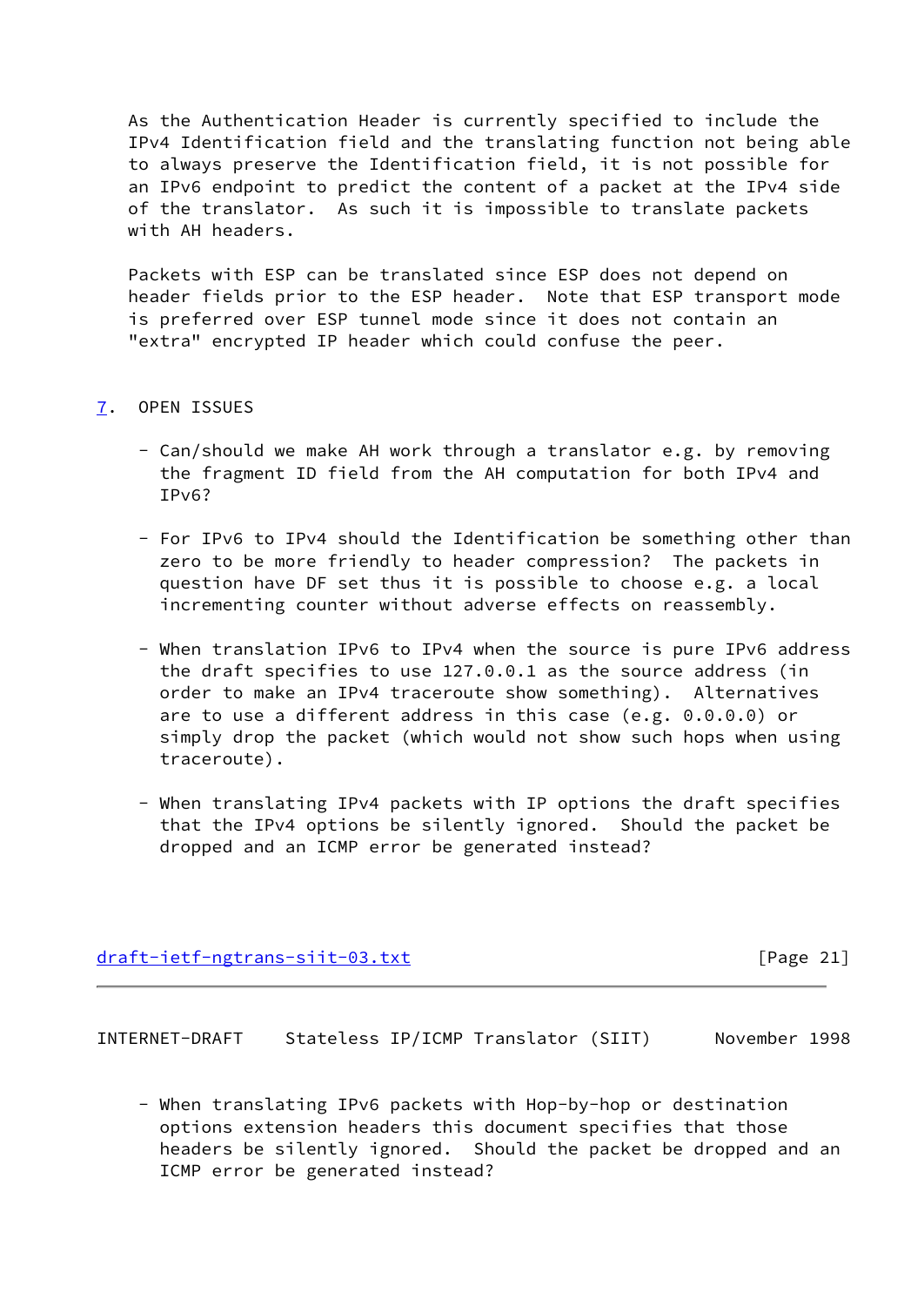As the Authentication Header is currently specified to include the IPv4 Identification field and the translating function not being able to always preserve the Identification field, it is not possible for an IPv6 endpoint to predict the content of a packet at the IPv4 side of the translator. As such it is impossible to translate packets with AH headers.

Packets with ESP can be translated since ESP does not depend on header fields prior to the ESP header. Note that ESP transport mode is preferred over ESP tunnel mode since it does not contain an "extra" encrypted IP header which could confuse the peer.

## 7. OPEN ISSUES

- Can/should we make AH work through a translator e.g. by removing the fragment ID field from the AH computation for both IPv4 and IPv6?

- For IPv6 to IPv4 should the Identification be something other than zero to be more friendly to header compression? The packets in question have DF set thus it is possible to choose e.g. a local incrementing counter without adverse effects on reassembly.

- When translation IPv6 to IPv4 when the source is pure IPv6 address the draft specifies to use 127.0.0.1 as the source address (in order to make an IPv4 traceroute show something). Alternatives are to use a different address in this case (e.g. 0.0.0.0) or simply drop the packet (which would not show such hops when using traceroute).

- When translating IPv4 packets with IP options the draft specifies that the IPv4 options be silently ignored. Should the packet be dropped and an ICMP error be generated instead?

- When translating IPv6 packets with Hop-by-hop or destination options extension headers this document specifies that those headers be silently ignored. Should the packet be dropped and an ICMP error be generated instead?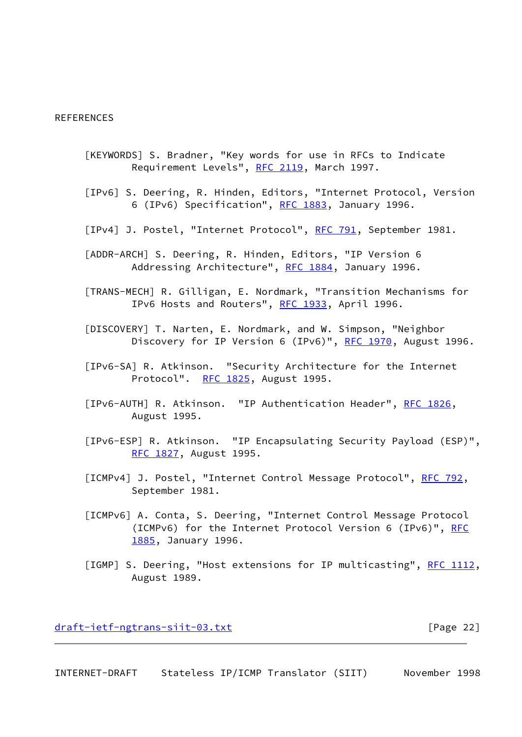# REFERENCES

[KEYWORDS] S. Bradner, "Key words for use in RFCs to Indicate Requirement Levels", RFC 2119, March 1997.

[IPv6] S. Deering, R. Hinden, Editors, "Internet Protocol, Version 6 (IPv6) Specification", RFC 1883, January 1996.

[IPv4] J. Postel, "Internet Protocol", RFC 791, September 1981.

[ADDR-ARCH] S. Deering, R. Hinden, Editors, "IP Version 6 Addressing Architecture", RFC 1884, January 1996.

[TRANS-MECH] R. Gilligan, E. Nordmark, "Transition Mechanisms for IPv6 Hosts and Routers", RFC 1933, April 1996.

[DISCOVERY] T. Narten, E. Nordmark, and W. Simpson, "Neighbor Discovery for IP Version 6 (IPv6)", RFC 1970, August 1996.

[IPv6-SA] R. Atkinson. "Security Architecture for the Internet Protocol". RFC 1825, August 1995.

[IPv6-AUTH] R. Atkinson. "IP Authentication Header", RFC 1826, August 1995.

[IPv6-ESP] R. Atkinson. "IP Encapsulating Security Payload (ESP)", RFC 1827, August 1995.

[ICMPv4] J. Postel, "Internet Control Message Protocol", RFC 792, September 1981.

[ICMPv6] A. Conta, S. Deering, "Internet Control Message Protocol (ICMPv6) for the Internet Protocol Version 6 (IPv6)", RFC 1885, January 1996.

[IGMP] S. Deering, "Host extensions for IP multicasting", RFC 1112, August 1989.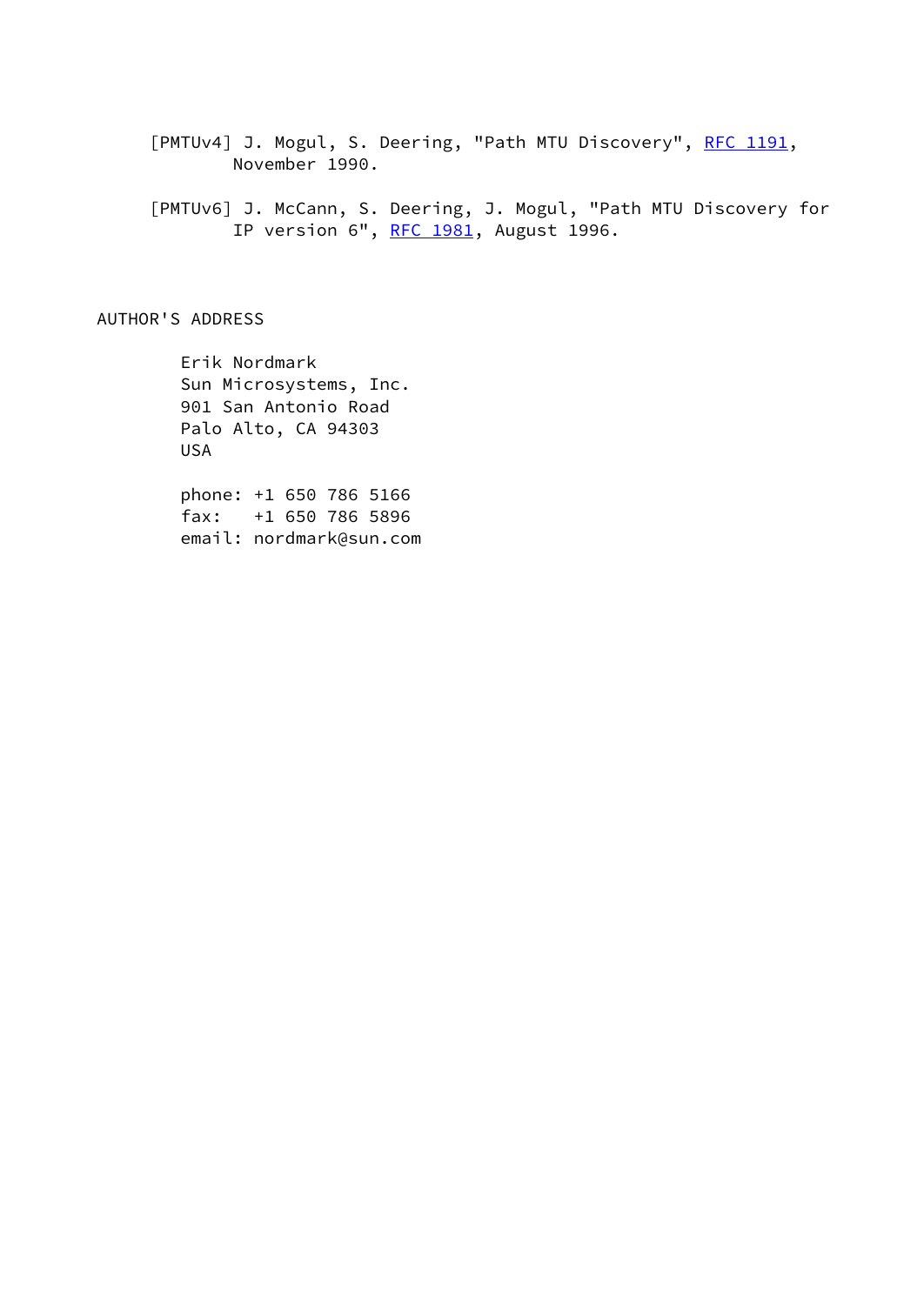[PMTUv4] J. Mogul, S. Deering, "Path MTU Discovery", RFC 1191, November 1990.

[PMTUv6] J. McCann, S. Deering, J. Mogul, "Path MTU Discovery for IP version 6", RFC 1981, August 1996.

## AUTHOR'S ADDRESS

Erik Nordmark
Sun Microsystems, Inc.
901 San Antonio Road
Palo Alto, CA 94303
USA

phone: +1 650 786 5166
fax: +1 650 786 5896
email: nordmark@sun.com